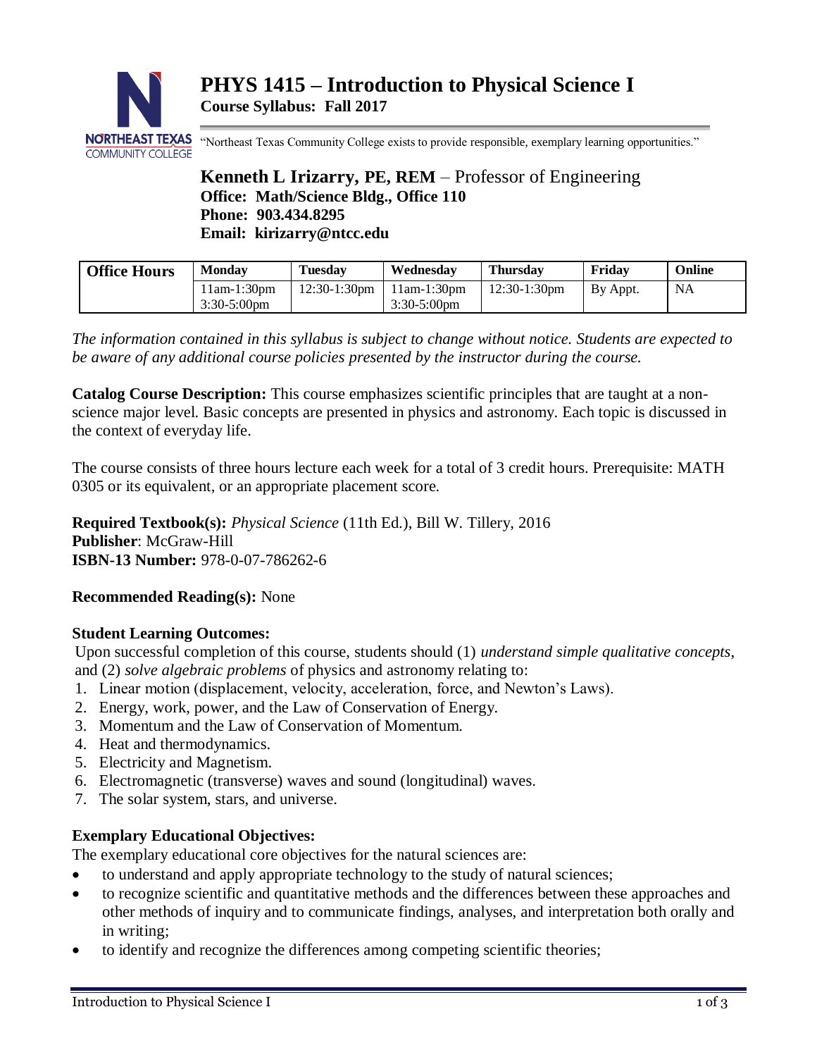# PHYS 1415 – Introduction to Physical Science I

**Course Syllabus: Fall 2017**

"Northeast Texas Community College exists to provide responsible, exemplary learning opportunities."

## Kenneth L Irizarry, PE, REM – Professor of Engineering

**Office: Math/Science Bldg., Office 110**
**Phone: 903.434.8295**
**Email: kirizarry@ntcc.edu**

| Office Hours | Monday | Tuesday | Wednesday | Thursday | Friday | Online |
|---|---|---|---|---|---|---|
| | 11am-1:30pm 3:30-5:00pm | 12:30-1:30pm | 11am-1:30pm 3:30-5:00pm | 12:30-1:30pm | By Appt. | NA |

*The information contained in this syllabus is subject to change without notice. Students are expected to be aware of any additional course policies presented by the instructor during the course.*

**Catalog Course Description:** This course emphasizes scientific principles that are taught at a non-science major level. Basic concepts are presented in physics and astronomy. Each topic is discussed in the context of everyday life.

The course consists of three hours lecture each week for a total of 3 credit hours. Prerequisite: MATH 0305 or its equivalent, or an appropriate placement score.

**Required Textbook(s):** *Physical Science* (11th Ed.), Bill W. Tillery, 2016
**Publisher**: McGraw-Hill
**ISBN-13 Number:** 978-0-07-786262-6

**Recommended Reading(s):** None

**Student Learning Outcomes:**

Upon successful completion of this course, students should (1) *understand simple qualitative concepts*, and (2) *solve algebraic problems* of physics and astronomy relating to:

1. Linear motion (displacement, velocity, acceleration, force, and Newton's Laws).
2. Energy, work, power, and the Law of Conservation of Energy.
3. Momentum and the Law of Conservation of Momentum.
4. Heat and thermodynamics.
5. Electricity and Magnetism.
6. Electromagnetic (transverse) waves and sound (longitudinal) waves.
7. The solar system, stars, and universe.

**Exemplary Educational Objectives:**

The exemplary educational core objectives for the natural sciences are:

- to understand and apply appropriate technology to the study of natural sciences;
- to recognize scientific and quantitative methods and the differences between these approaches and other methods of inquiry and to communicate findings, analyses, and interpretation both orally and in writing;
- to identify and recognize the differences among competing scientific theories;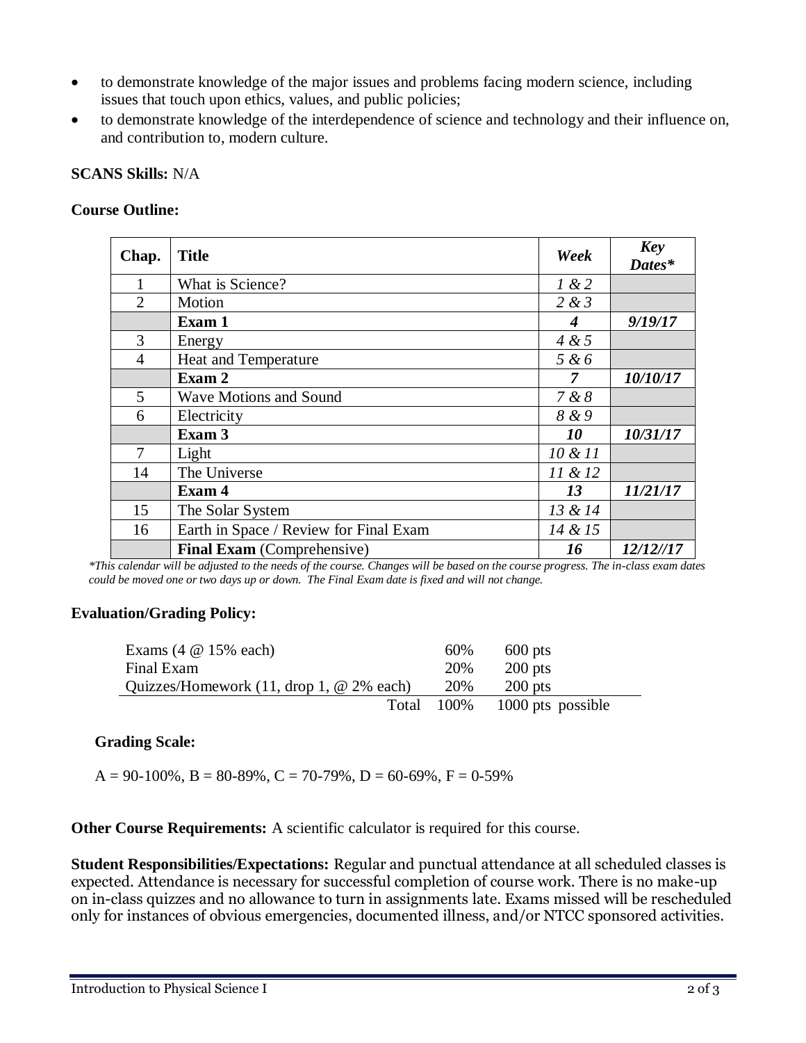- to demonstrate knowledge of the major issues and problems facing modern science, including issues that touch upon ethics, values, and public policies;
- to demonstrate knowledge of the interdependence of science and technology and their influence on, and contribution to, modern culture.

**SCANS Skills:** N/A

**Course Outline:**

| Chap. | Title | *Week* | *Key Dates** |
|---|---|---|---|
| 1 | What is Science? | *1 & 2* | |
| 2 | Motion | *2 & 3* | |
| | **Exam 1** | ***4*** | ***9/19/17*** |
| 3 | Energy | *4 & 5* | |
| 4 | Heat and Temperature | *5 & 6* | |
| | **Exam 2** | ***7*** | ***10/10/17*** |
| 5 | Wave Motions and Sound | *7 & 8* | |
| 6 | Electricity | *8 & 9* | |
| | **Exam 3** | ***10*** | ***10/31/17*** |
| 7 | Light | *10 & 11* | |
| 14 | The Universe | *11 & 12* | |
| | **Exam 4** | ***13*** | ***11/21/17*** |
| 15 | The Solar System | *13 & 14* | |
| 16 | Earth in Space / Review for Final Exam | *14 & 15* | |
| | **Final Exam** (Comprehensive) | ***16*** | ***12/12//17*** |

*\*This calendar will be adjusted to the needs of the course. Changes will be based on the course progress. The in-class exam dates could be moved one or two days up or down. The Final Exam date is fixed and will not change.*

**Evaluation/Grading Policy:**

| | | |
|---|---|---|
| Exams (4 @ 15% each) | 60% | 600 pts |
| Final Exam | 20% | 200 pts |
| Quizzes/Homework (11, drop 1, @ 2% each) | 20% | 200 pts |
| Total | 100% | 1000 pts possible |

**Grading Scale:**

A = 90-100%, B = 80-89%, C = 70-79%, D = 60-69%, F = 0-59%

**Other Course Requirements:** A scientific calculator is required for this course.

**Student Responsibilities/Expectations:** Regular and punctual attendance at all scheduled classes is expected. Attendance is necessary for successful completion of course work. There is no make-up on in-class quizzes and no allowance to turn in assignments late. Exams missed will be rescheduled only for instances of obvious emergencies, documented illness, and/or NTCC sponsored activities.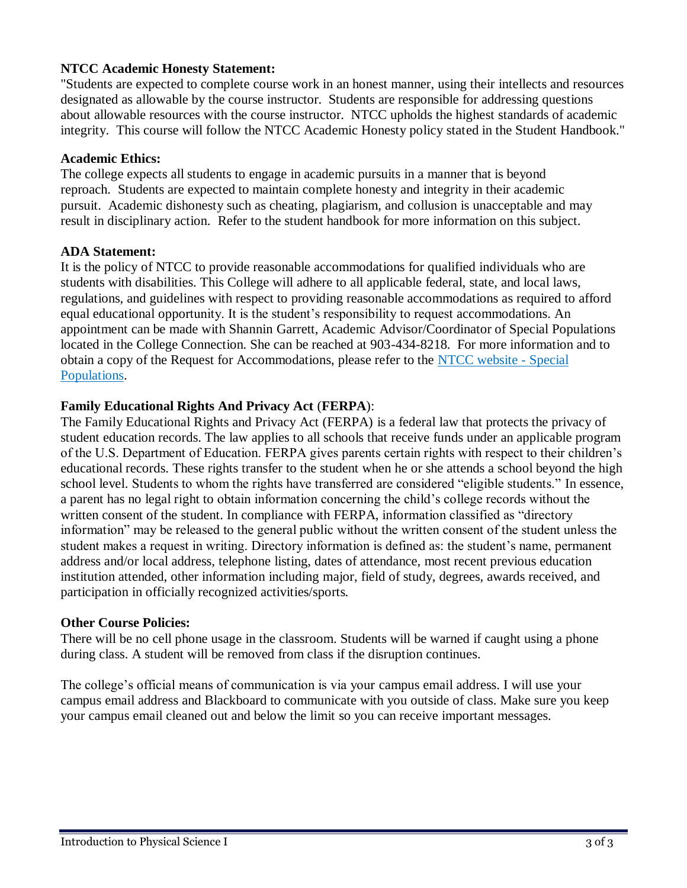**NTCC Academic Honesty Statement:**

"Students are expected to complete course work in an honest manner, using their intellects and resources designated as allowable by the course instructor. Students are responsible for addressing questions about allowable resources with the course instructor. NTCC upholds the highest standards of academic integrity. This course will follow the NTCC Academic Honesty policy stated in the Student Handbook."

**Academic Ethics:**

The college expects all students to engage in academic pursuits in a manner that is beyond reproach. Students are expected to maintain complete honesty and integrity in their academic pursuit. Academic dishonesty such as cheating, plagiarism, and collusion is unacceptable and may result in disciplinary action. Refer to the student handbook for more information on this subject.

**ADA Statement:**

It is the policy of NTCC to provide reasonable accommodations for qualified individuals who are students with disabilities. This College will adhere to all applicable federal, state, and local laws, regulations, and guidelines with respect to providing reasonable accommodations as required to afford equal educational opportunity. It is the student's responsibility to request accommodations. An appointment can be made with Shannin Garrett, Academic Advisor/Coordinator of Special Populations located in the College Connection. She can be reached at 903-434-8218. For more information and to obtain a copy of the Request for Accommodations, please refer to the NTCC website - Special Populations.

**Family Educational Rights And Privacy Act** (**FERPA**):

The Family Educational Rights and Privacy Act (FERPA) is a federal law that protects the privacy of student education records. The law applies to all schools that receive funds under an applicable program of the U.S. Department of Education. FERPA gives parents certain rights with respect to their children's educational records. These rights transfer to the student when he or she attends a school beyond the high school level. Students to whom the rights have transferred are considered "eligible students." In essence, a parent has no legal right to obtain information concerning the child's college records without the written consent of the student. In compliance with FERPA, information classified as "directory information" may be released to the general public without the written consent of the student unless the student makes a request in writing. Directory information is defined as: the student's name, permanent address and/or local address, telephone listing, dates of attendance, most recent previous education institution attended, other information including major, field of study, degrees, awards received, and participation in officially recognized activities/sports.

**Other Course Policies:**

There will be no cell phone usage in the classroom. Students will be warned if caught using a phone during class. A student will be removed from class if the disruption continues.

The college's official means of communication is via your campus email address. I will use your campus email address and Blackboard to communicate with you outside of class. Make sure you keep your campus email cleaned out and below the limit so you can receive important messages.